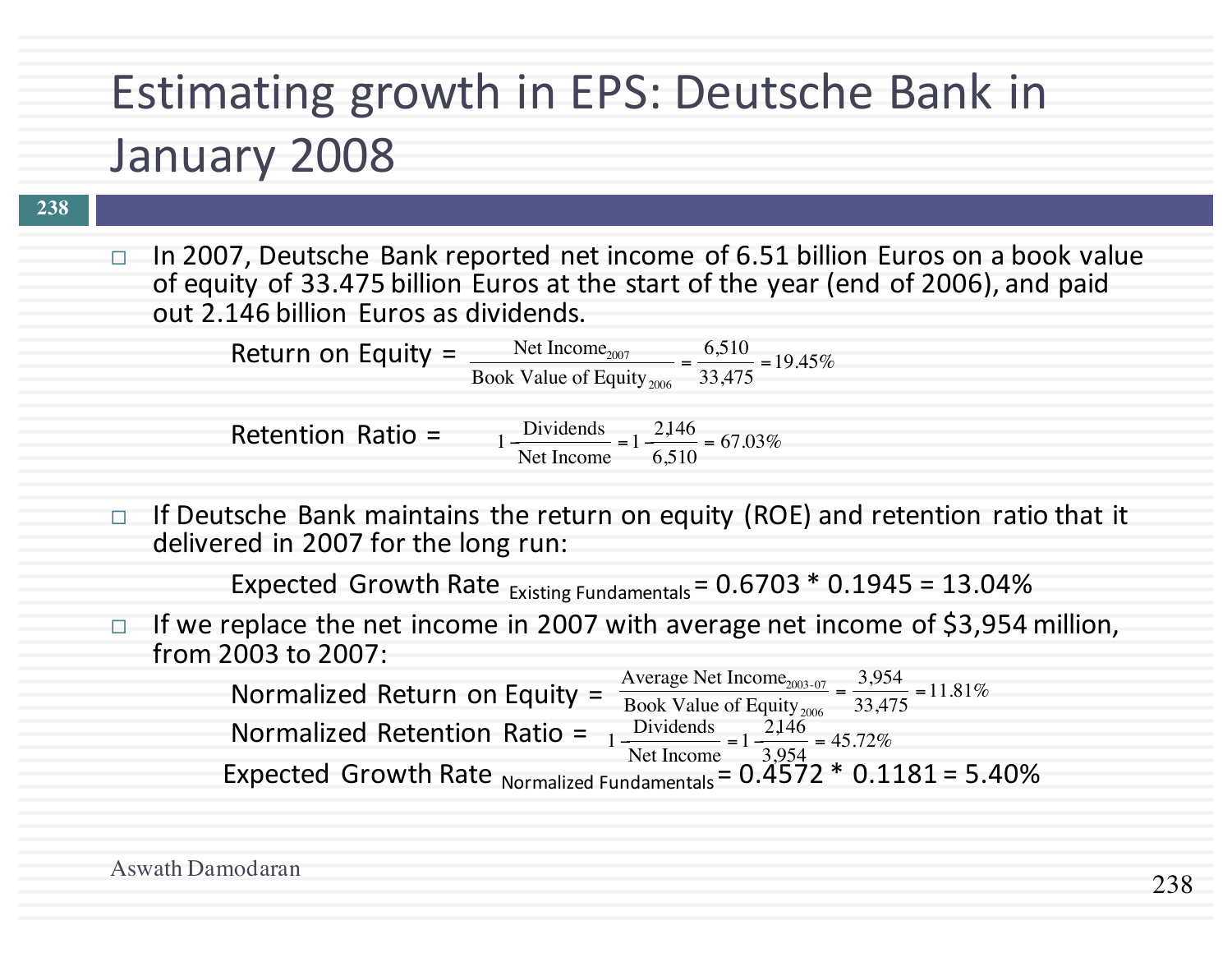# Estimating growth in EPS: Deutsche Bank in January 2008

- In 2007, Deutsche Bank reported net income of 6.51 billion Euros on a book value of equity of 33.475 billion Euros at the start of the year (end of 2006), and paid out 2.146 billion Euros as dividends.

  Return on Equity = $\frac{\text{Net Income}_{2007}}{\text{Book Value of Equity}_{2006}} = \frac{6,510}{33,475} = 19.45\%$

  Retention Ratio = $1 - \frac{\text{Dividends}}{\text{Net Income}} = 1 - \frac{2,146}{6,510} = 67.03\%$

- If Deutsche Bank maintains the return on equity (ROE) and retention ratio that it delivered in 2007 for the long run:

  Expected Growth Rate $_{\text{Existing Fundamentals}}$ = 0.6703 * 0.1945 = 13.04%

- If we replace the net income in 2007 with average net income of $3,954 million, from 2003 to 2007:

  Normalized Return on Equity = $\frac{\text{Average Net Income}_{2003\text{-}07}}{\text{Book Value of Equity}_{2006}} = \frac{3,954}{33,475} = 11.81\%$

  Normalized Retention Ratio = $1 - \frac{\text{Dividends}}{\text{Net Income}} = 1 - \frac{2,146}{3,954} = 45.72\%$

  Expected Growth Rate $_{\text{Normalized Fundamentals}}$ = 0.4572 * 0.1181 = 5.40%

Aswath Damodaran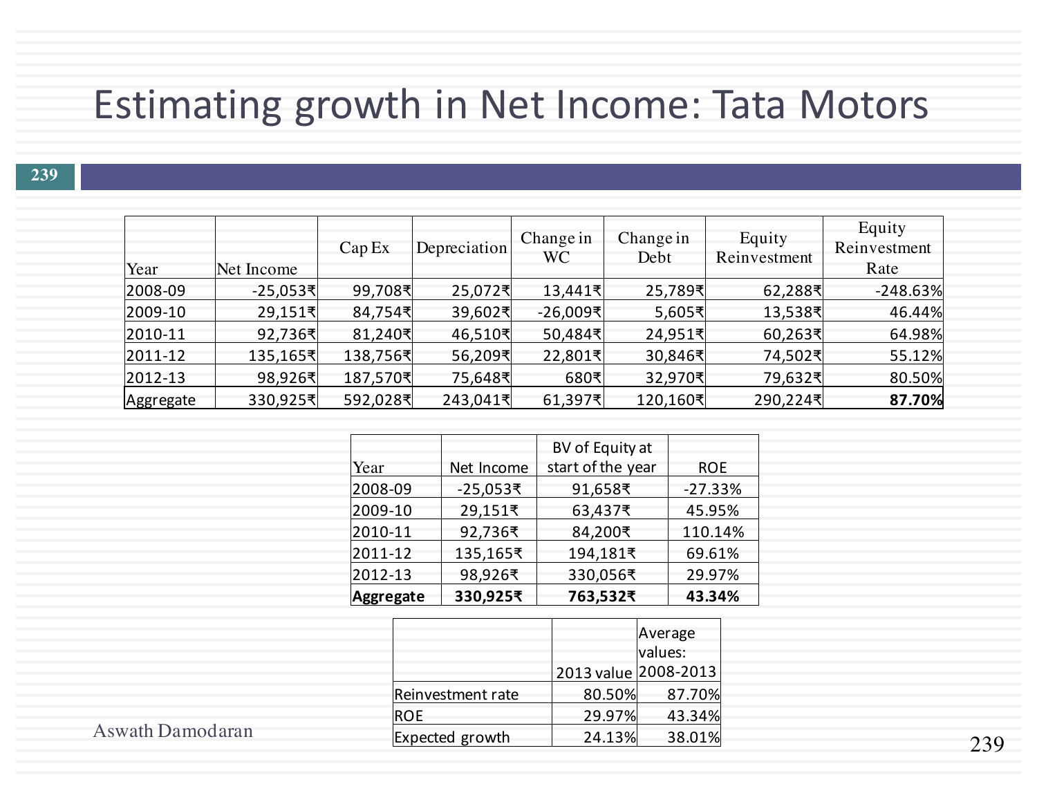# Estimating growth in Net Income: Tata Motors

| Year | Net Income | Cap Ex | Depreciation | Change in WC | Change in Debt | Equity Reinvestment | Equity Reinvestment Rate |
|---|---|---|---|---|---|---|---|
| 2008-09 | -25,053₹ | 99,708₹ | 25,072₹ | 13,441₹ | 25,789₹ | 62,288₹ | -248.63% |
| 2009-10 | 29,151₹ | 84,754₹ | 39,602₹ | -26,009₹ | 5,605₹ | 13,538₹ | 46.44% |
| 2010-11 | 92,736₹ | 81,240₹ | 46,510₹ | 50,484₹ | 24,951₹ | 60,263₹ | 64.98% |
| 2011-12 | 135,165₹ | 138,756₹ | 56,209₹ | 22,801₹ | 30,846₹ | 74,502₹ | 55.12% |
| 2012-13 | 98,926₹ | 187,570₹ | 75,648₹ | 680₹ | 32,970₹ | 79,632₹ | 80.50% |
| Aggregate | 330,925₹ | 592,028₹ | 243,041₹ | 61,397₹ | 120,160₹ | 290,224₹ | **87.70%** |

| Year | Net Income | BV of Equity at start of the year | ROE |
|---|---|---|---|
| 2008-09 | -25,053₹ | 91,658₹ | -27.33% |
| 2009-10 | 29,151₹ | 63,437₹ | 45.95% |
| 2010-11 | 92,736₹ | 84,200₹ | 110.14% |
| 2011-12 | 135,165₹ | 194,181₹ | 69.61% |
| 2012-13 | 98,926₹ | 330,056₹ | 29.97% |
| **Aggregate** | **330,925₹** | **763,532₹** | **43.34%** |

| | 2013 value | Average values: 2008-2013 |
|---|---|---|
| Reinvestment rate | 80.50% | 87.70% |
| ROE | 29.97% | 43.34% |
| Expected growth | 24.13% | 38.01% |

Aswath Damodaran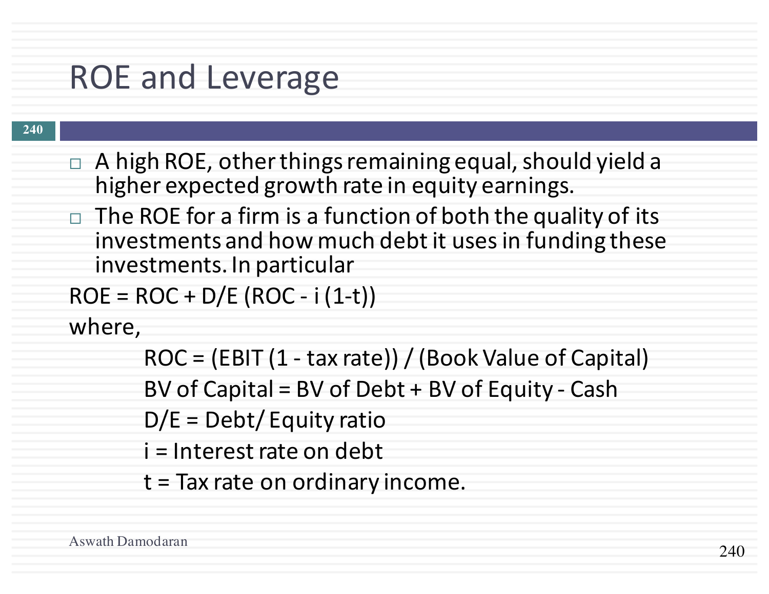# ROE and Leverage

- A high ROE, other things remaining equal, should yield a higher expected growth rate in equity earnings.
- The ROE for a firm is a function of both the quality of its investments and how much debt it uses in funding these investments. In particular

$$ROE = ROC + D/E\,(ROC - i\,(1-t))$$

where,

$ROC = (EBIT\,(1 - \text{tax rate})) / (\text{Book Value of Capital})$

BV of Capital = BV of Debt + BV of Equity - Cash

D/E = Debt/ Equity ratio

i = Interest rate on debt

t = Tax rate on ordinary income.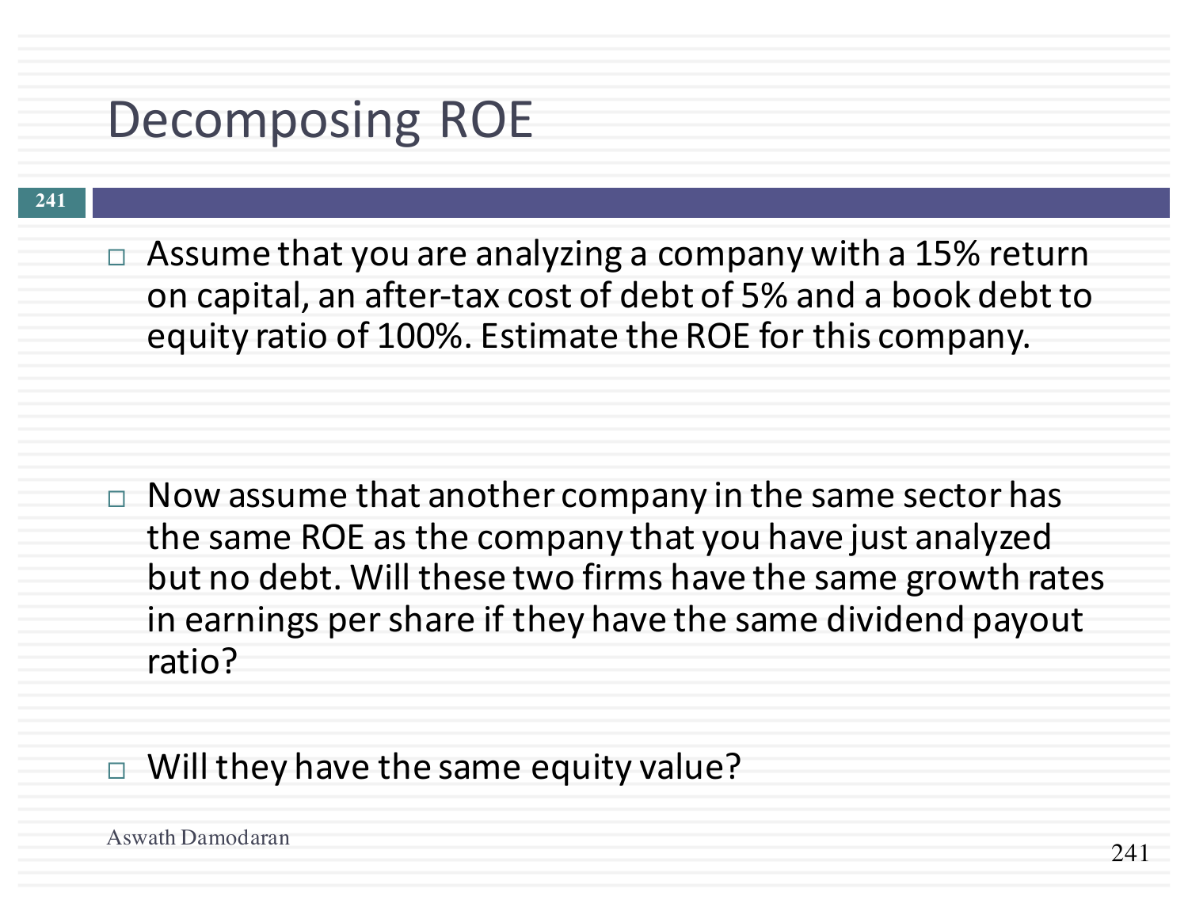# Decomposing ROE

- Assume that you are analyzing a company with a 15% return on capital, an after-tax cost of debt of 5% and a book debt to equity ratio of 100%. Estimate the ROE for this company.

- Now assume that another company in the same sector has the same ROE as the company that you have just analyzed but no debt. Will these two firms have the same growth rates in earnings per share if they have the same dividend payout ratio?

- Will they have the same equity value?

Aswath Damodaran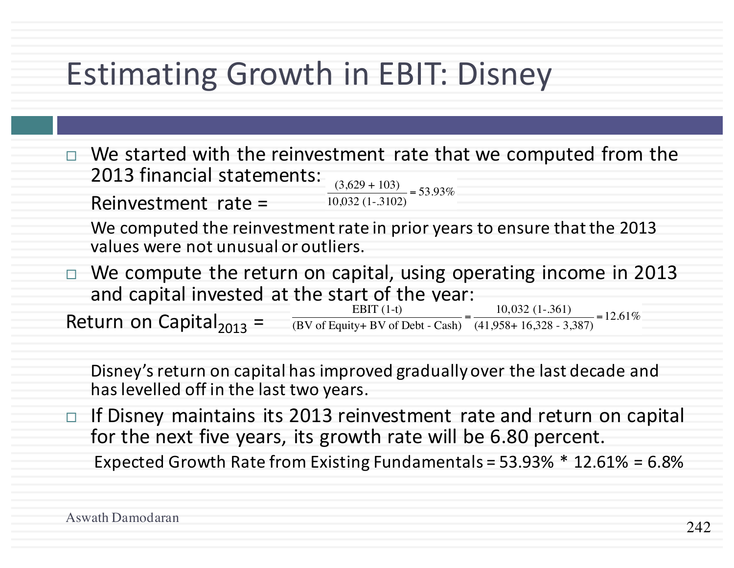# Estimating Growth in EBIT: Disney

- We started with the reinvestment rate that we computed from the 2013 financial statements:

  Reinvestment rate = $\frac{(3{,}629 + 103)}{10{,}032\ (1-.3102)} = 53.93\%$

  We computed the reinvestment rate in prior years to ensure that the 2013 values were not unusual or outliers.

- We compute the return on capital, using operating income in 2013 and capital invested at the start of the year:

$$\text{Return on Capital}_{2013} = \frac{\text{EBIT (1-t)}}{\text{(BV of Equity+ BV of Debt - Cash)}} = \frac{10{,}032\ (1-.361)}{(41{,}958 + 16{,}328 - 3{,}387)} = 12.61\%$$

  Disney's return on capital has improved gradually over the last decade and has levelled off in the last two years.

- If Disney maintains its 2013 reinvestment rate and return on capital for the next five years, its growth rate will be 6.80 percent.

  Expected Growth Rate from Existing Fundamentals = 53.93% * 12.61% = 6.8%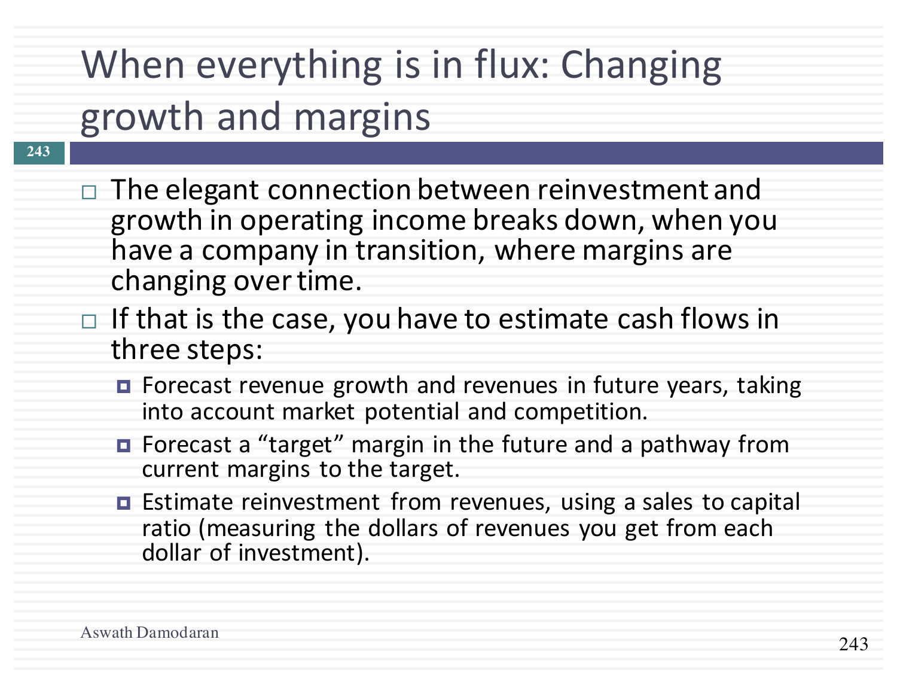# When everything is in flux: Changing growth and margins

- The elegant connection between reinvestment and growth in operating income breaks down, when you have a company in transition, where margins are changing over time.
- If that is the case, you have to estimate cash flows in three steps:
  - Forecast revenue growth and revenues in future years, taking into account market potential and competition.
  - Forecast a “target” margin in the future and a pathway from current margins to the target.
  - Estimate reinvestment from revenues, using a sales to capital ratio (measuring the dollars of revenues you get from each dollar of investment).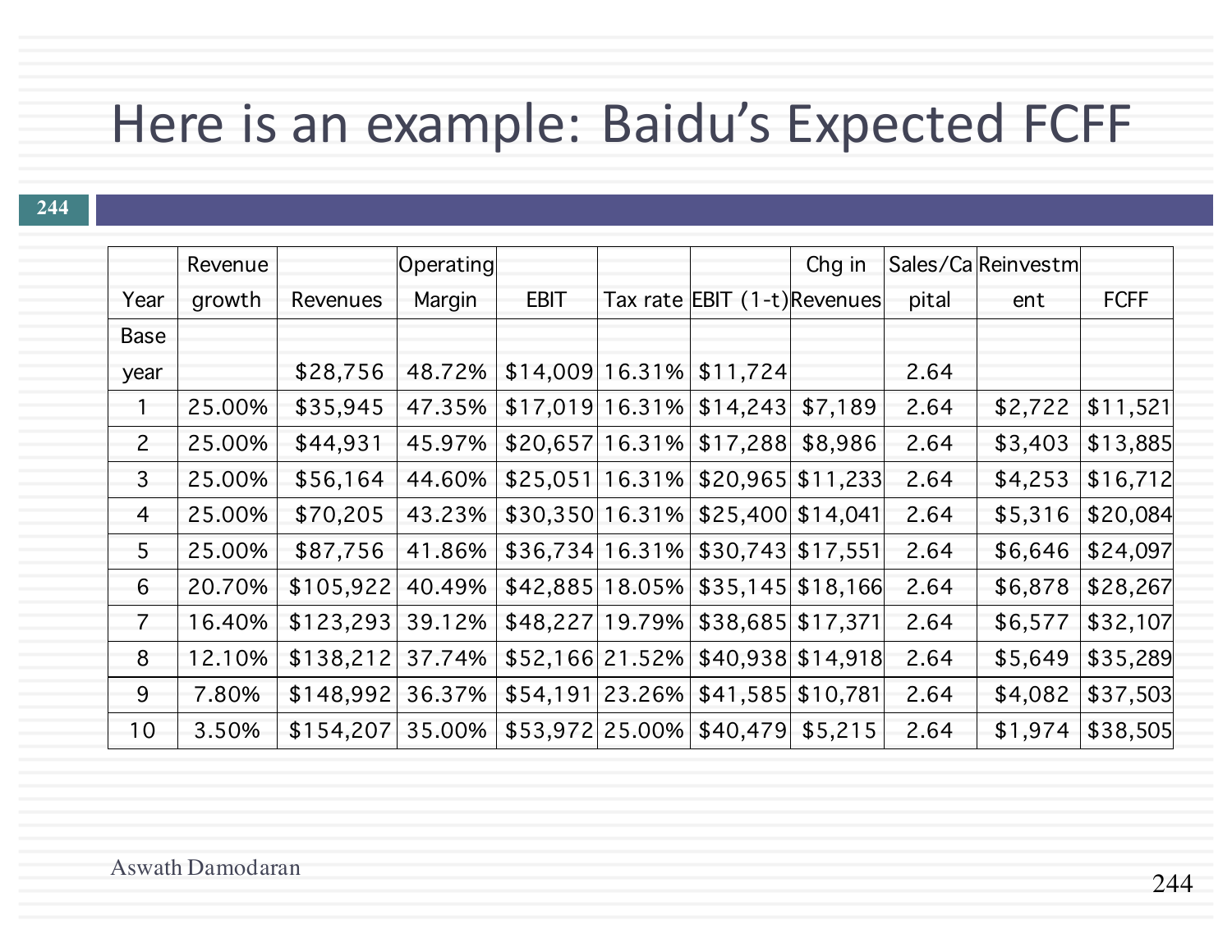# Here is an example: Baidu's Expected FCFF

| Year | Revenue growth | Revenues | Operating Margin | EBIT | Tax rate | EBIT (1-t) | Chg in Revenues | Sales/Capital | Reinvestment | FCFF |
|---|---|---|---|---|---|---|---|---|---|---|
| Base year | | $28,756 | 48.72% | $14,009 | 16.31% | $11,724 | | 2.64 | | |
| 1 | 25.00% | $35,945 | 47.35% | $17,019 | 16.31% | $14,243 | $7,189 | 2.64 | $2,722 | $11,521 |
| 2 | 25.00% | $44,931 | 45.97% | $20,657 | 16.31% | $17,288 | $8,986 | 2.64 | $3,403 | $13,885 |
| 3 | 25.00% | $56,164 | 44.60% | $25,051 | 16.31% | $20,965 | $11,233 | 2.64 | $4,253 | $16,712 |
| 4 | 25.00% | $70,205 | 43.23% | $30,350 | 16.31% | $25,400 | $14,041 | 2.64 | $5,316 | $20,084 |
| 5 | 25.00% | $87,756 | 41.86% | $36,734 | 16.31% | $30,743 | $17,551 | 2.64 | $6,646 | $24,097 |
| 6 | 20.70% | $105,922 | 40.49% | $42,885 | 18.05% | $35,145 | $18,166 | 2.64 | $6,878 | $28,267 |
| 7 | 16.40% | $123,293 | 39.12% | $48,227 | 19.79% | $38,685 | $17,371 | 2.64 | $6,577 | $32,107 |
| 8 | 12.10% | $138,212 | 37.74% | $52,166 | 21.52% | $40,938 | $14,918 | 2.64 | $5,649 | $35,289 |
| 9 | 7.80% | $148,992 | 36.37% | $54,191 | 23.26% | $41,585 | $10,781 | 2.64 | $4,082 | $37,503 |
| 10 | 3.50% | $154,207 | 35.00% | $53,972 | 25.00% | $40,479 | $5,215 | 2.64 | $1,974 | $38,505 |

Aswath Damodaran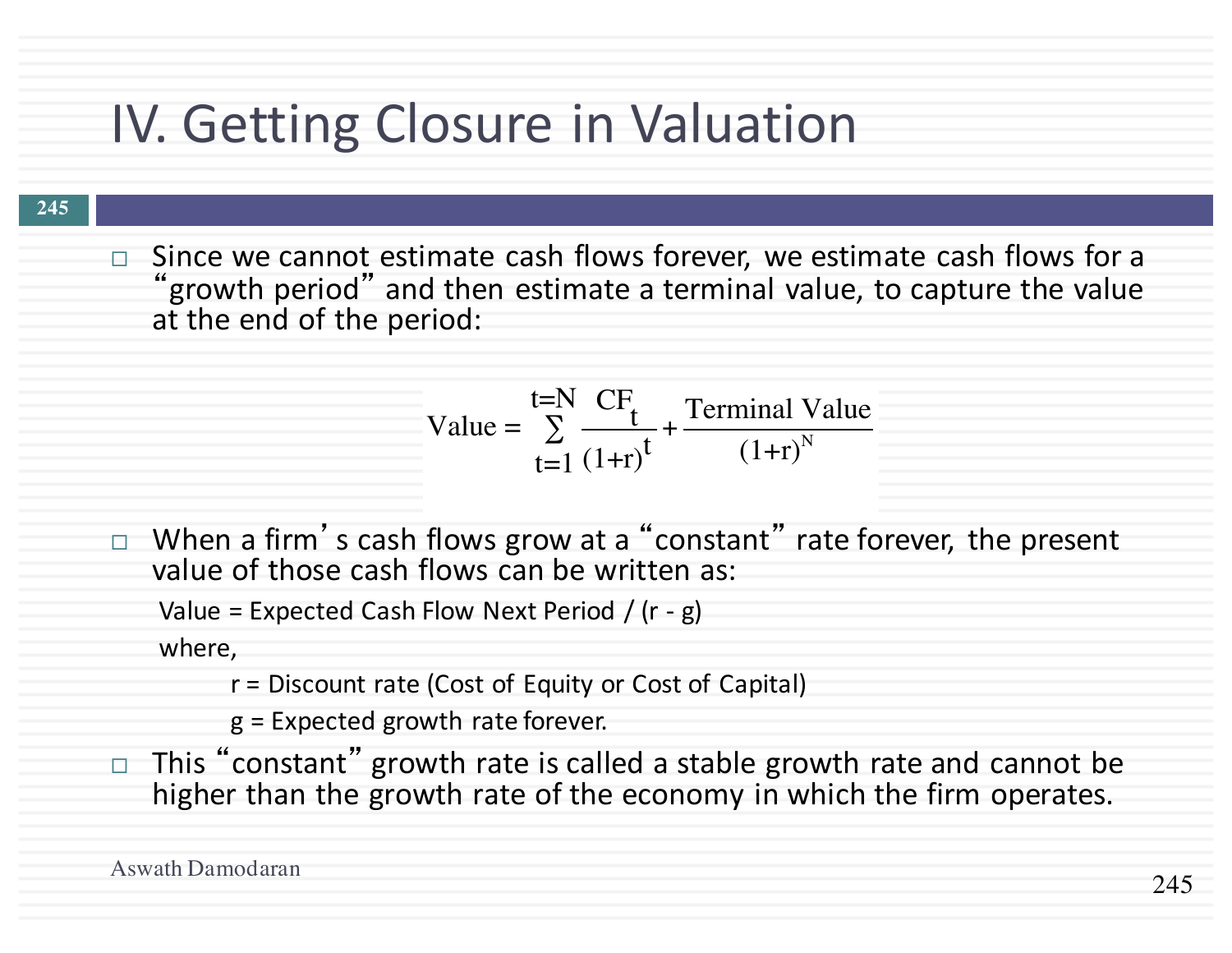# IV. Getting Closure in Valuation

- Since we cannot estimate cash flows forever, we estimate cash flows for a "growth period" and then estimate a terminal value, to capture the value at the end of the period:

$$\text{Value} = \sum_{t=1}^{t=N} \frac{CF_t}{(1+r)^t} + \frac{\text{Terminal Value}}{(1+r)^N}$$

- When a firm's cash flows grow at a "constant" rate forever, the present value of those cash flows can be written as:

  Value = Expected Cash Flow Next Period / (r - g)

  where,

  r = Discount rate (Cost of Equity or Cost of Capital)

  g = Expected growth rate forever.

- This "constant" growth rate is called a stable growth rate and cannot be higher than the growth rate of the economy in which the firm operates.

Aswath Damodaran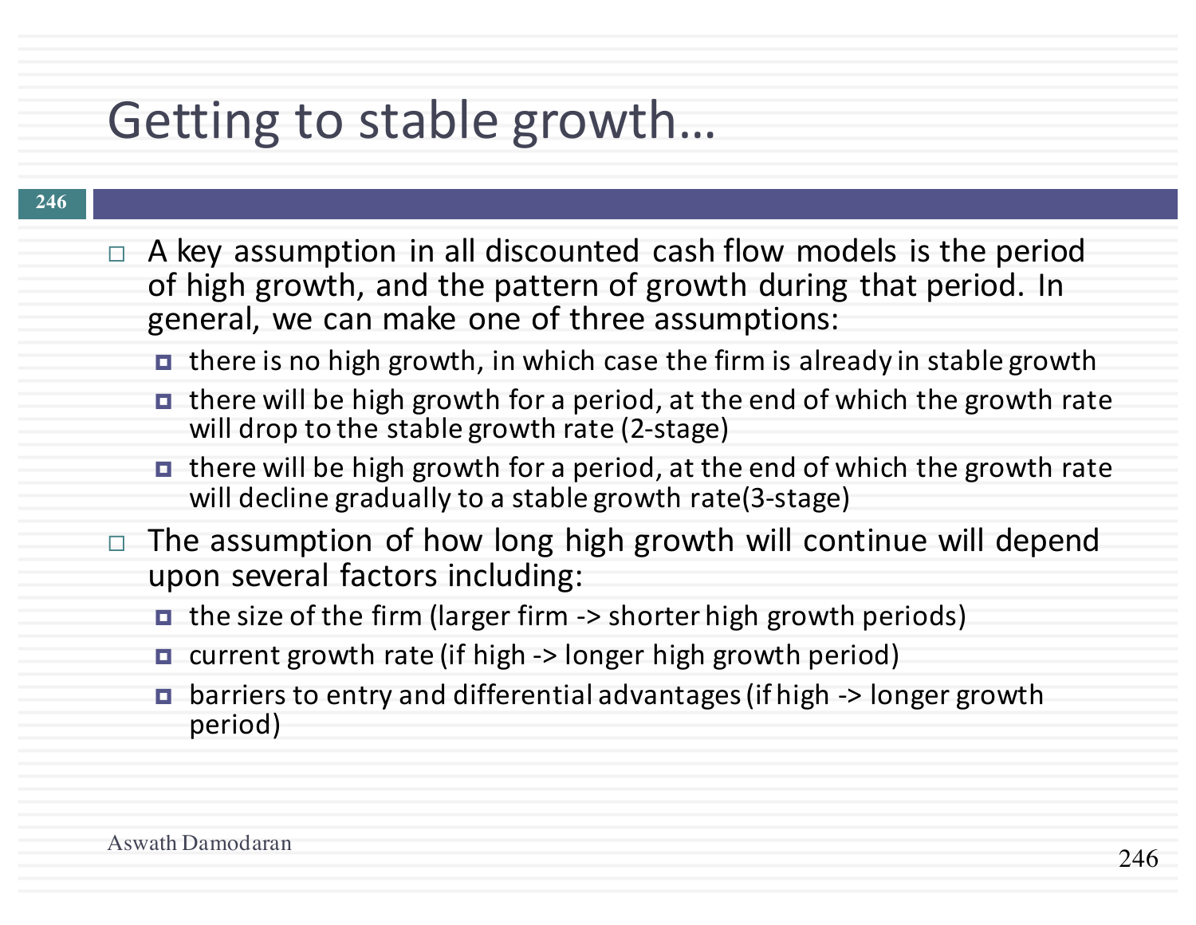# Getting to stable growth…

- A key assumption in all discounted cash flow models is the period of high growth, and the pattern of growth during that period. In general, we can make one of three assumptions:
  - there is no high growth, in which case the firm is already in stable growth
  - there will be high growth for a period, at the end of which the growth rate will drop to the stable growth rate (2-stage)
  - there will be high growth for a period, at the end of which the growth rate will decline gradually to a stable growth rate(3-stage)
- The assumption of how long high growth will continue will depend upon several factors including:
  - the size of the firm (larger firm -> shorter high growth periods)
  - current growth rate (if high -> longer high growth period)
  - barriers to entry and differential advantages (if high -> longer growth period)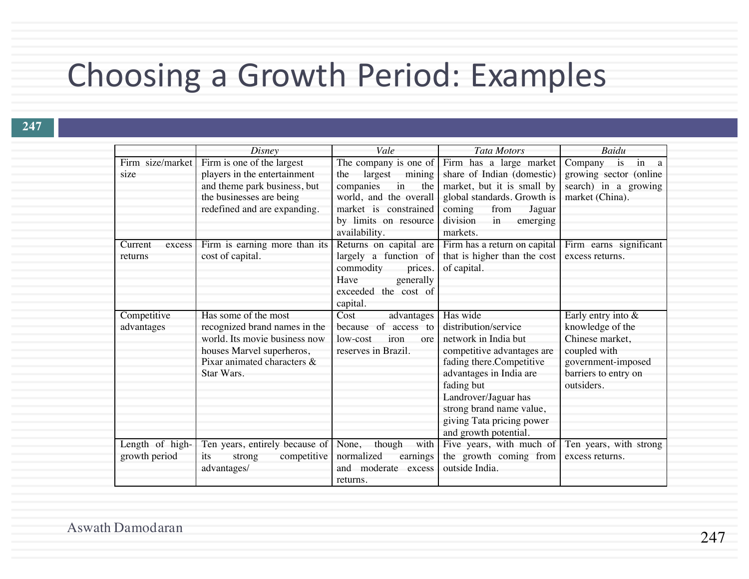# Choosing a Growth Period: Examples

| | *Disney* | *Vale* | *Tata Motors* | *Baidu* |
|---|---|---|---|---|
| Firm size/market size | Firm is one of the largest players in the entertainment and theme park business, but the businesses are being redefined and are expanding. | The company is one of the largest mining companies in the world, and the overall market is constrained by limits on resource availability. | Firm has a large market share of Indian (domestic) market, but it is small by global standards. Growth is coming from Jaguar division in emerging markets. | Company is in a growing sector (online search) in a growing market (China). |
| Current excess returns | Firm is earning more than its cost of capital. | Returns on capital are largely a function of commodity prices. Have generally exceeded the cost of capital. | Firm has a return on capital that is higher than the cost of capital. | Firm earns significant excess returns. |
| Competitive advantages | Has some of the most recognized brand names in the world. Its movie business now houses Marvel superheros, Pixar animated characters & Star Wars. | Cost advantages because of access to low-cost iron ore reserves in Brazil. | Has wide distribution/service network in India but competitive advantages are fading there.Competitive advantages in India are fading but Landrover/Jaguar has strong brand name value, giving Tata pricing power and growth potential. | Early entry into & knowledge of the Chinese market, coupled with government-imposed barriers to entry on outsiders. |
| Length of high-growth period | Ten years, entirely because of its strong competitive advantages/ | None, though with normalized earnings and moderate excess returns. | Five years, with much of the growth coming from outside India. | Ten years, with strong excess returns. |

Aswath Damodaran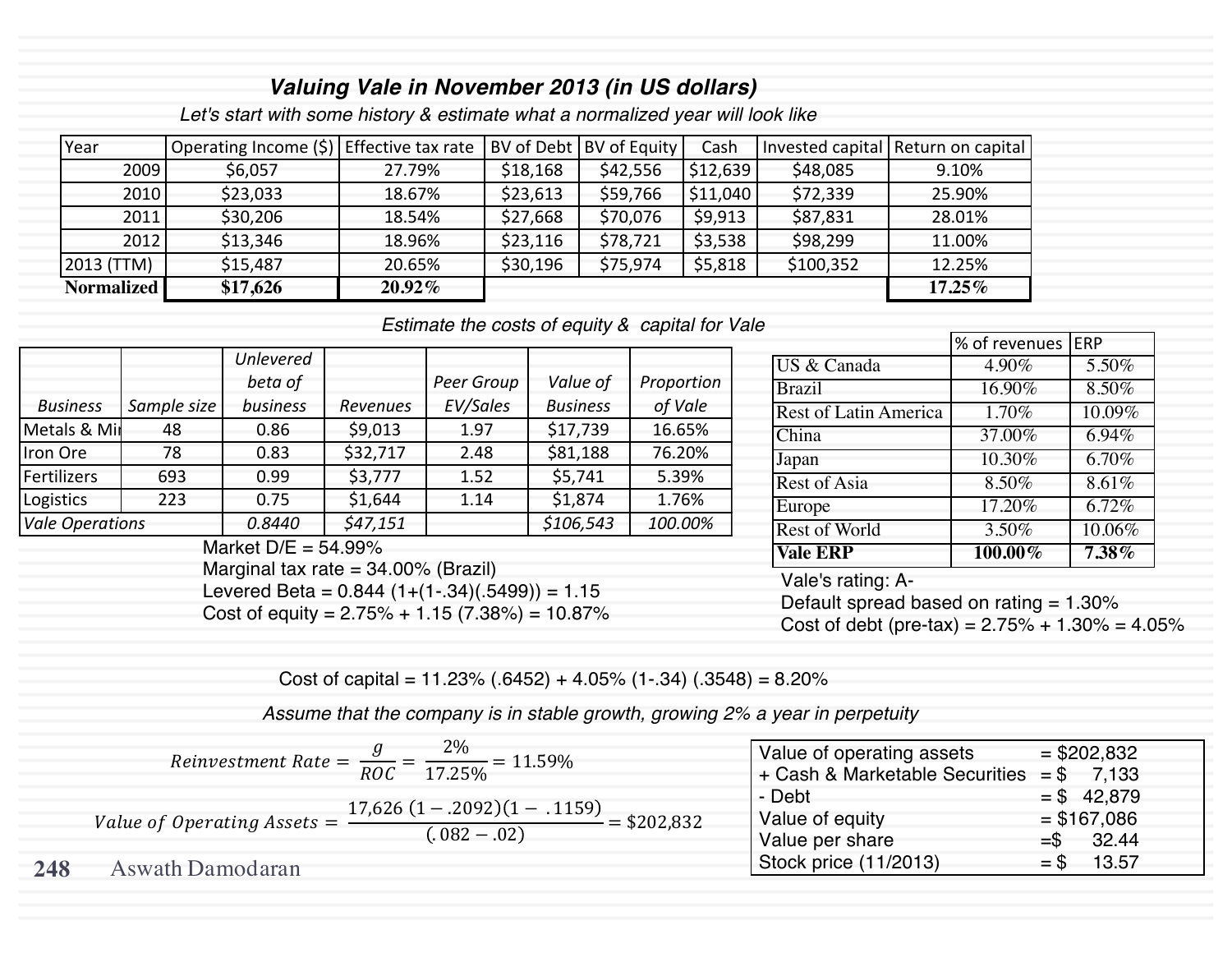# Valuing Vale in November 2013 (in US dollars)

*Let's start with some history & estimate what a normalized year will look like*

| Year | Operating Income ($) | Effective tax rate | BV of Debt | BV of Equity | Cash | Invested capital | Return on capital |
|---|---|---|---|---|---|---|---|
| 2009 | $6,057 | 27.79% | $18,168 | $42,556 | $12,639 | $48,085 | 9.10% |
| 2010 | $23,033 | 18.67% | $23,613 | $59,766 | $11,040 | $72,339 | 25.90% |
| 2011 | $30,206 | 18.54% | $27,668 | $70,076 | $9,913 | $87,831 | 28.01% |
| 2012 | $13,346 | 18.96% | $23,116 | $78,721 | $3,538 | $98,299 | 11.00% |
| 2013 (TTM) | $15,487 | 20.65% | $30,196 | $75,974 | $5,818 | $100,352 | 12.25% |
| **Normalized** | **$17,626** | **20.92%** | | | | | **17.25%** |

*Estimate the costs of equity & capital for Vale*

| *Business* | *Sample size* | *Unlevered beta of business* | *Revenues* | *Peer Group EV/Sales* | *Value of Business* | *Proportion of Vale* |
|---|---|---|---|---|---|---|
| Metals & Mining | 48 | 0.86 | $9,013 | 1.97 | $17,739 | 16.65% |
| Iron Ore | 78 | 0.83 | $32,717 | 2.48 | $81,188 | 76.20% |
| Fertilizers | 693 | 0.99 | $3,777 | 1.52 | $5,741 | 5.39% |
| Logistics | 223 | 0.75 | $1,644 | 1.14 | $1,874 | 1.76% |
| *Vale Operations* | | *0.8440* | *$47,151* | | *$106,543* | *100.00%* |

Market D/E = 54.99%

Marginal tax rate = 34.00% (Brazil)

Levered Beta = 0.844 (1+(1-.34)(.5499)) = 1.15

Cost of equity = 2.75% + 1.15 (7.38%) = 10.87%

| | % of revenues | ERP |
|---|---|---|
| US & Canada | 4.90% | 5.50% |
| Brazil | 16.90% | 8.50% |
| Rest of Latin America | 1.70% | 10.09% |
| China | 37.00% | 6.94% |
| Japan | 10.30% | 6.70% |
| Rest of Asia | 8.50% | 8.61% |
| Europe | 17.20% | 6.72% |
| Rest of World | 3.50% | 10.06% |
| **Vale ERP** | **100.00%** | **7.38%** |

Vale's rating: A-

Default spread based on rating = 1.30%

Cost of debt (pre-tax) = 2.75% + 1.30% = 4.05%

Cost of capital = 11.23% (.6452) + 4.05% (1-.34) (.3548) = 8.20%

*Assume that the company is in stable growth, growing 2% a year in perpetuity*

$$Reinvestment\ Rate = \frac{g}{ROC} = \frac{2\%}{17.25\%} = 11.59\%$$

$$Value\ of\ Operating\ Assets = \frac{17{,}626\ (1-.2092)(1-\ .1159)}{(.082-.02)} = \$202{,}832$$

| | |
|---|---|
| Value of operating assets | = $202,832 |
| + Cash & Marketable Securities | = $ 7,133 |
| - Debt | = $ 42,879 |
| Value of equity | = $167,086 |
| Value per share | =$ 32.44 |
| Stock price (11/2013) | = $ 13.57 |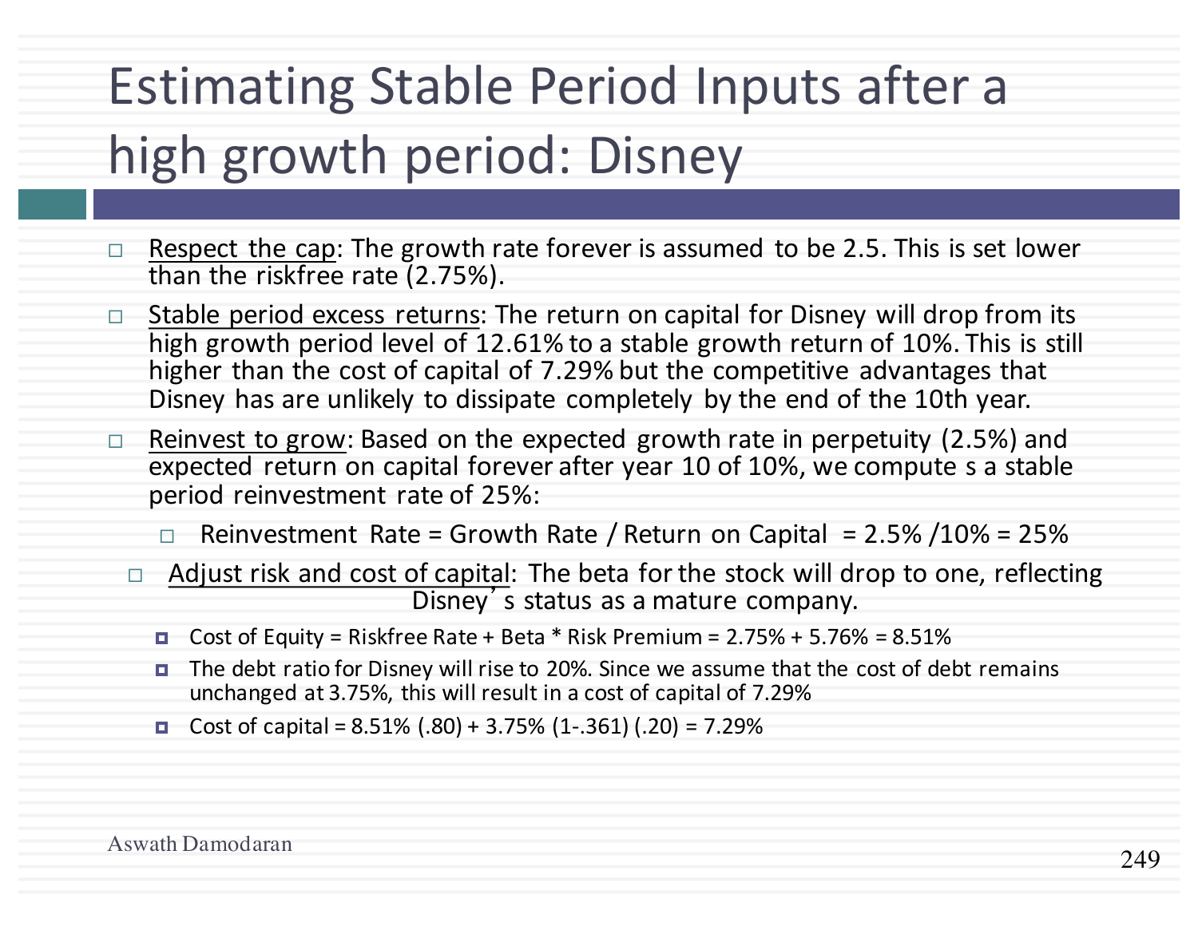# Estimating Stable Period Inputs after a high growth period: Disney

- Respect the cap: The growth rate forever is assumed to be 2.5. This is set lower than the riskfree rate (2.75%).
- Stable period excess returns: The return on capital for Disney will drop from its high growth period level of 12.61% to a stable growth return of 10%. This is still higher than the cost of capital of 7.29% but the competitive advantages that Disney has are unlikely to dissipate completely by the end of the 10th year.
- Reinvest to grow: Based on the expected growth rate in perpetuity (2.5%) and expected return on capital forever after year 10 of 10%, we compute s a stable period reinvestment rate of 25%:
  - Reinvestment Rate = Growth Rate / Return on Capital = 2.5% /10% = 25%
- Adjust risk and cost of capital: The beta for the stock will drop to one, reflecting Disney's status as a mature company.
  - Cost of Equity = Riskfree Rate + Beta * Risk Premium = 2.75% + 5.76% = 8.51%
  - The debt ratio for Disney will rise to 20%. Since we assume that the cost of debt remains unchanged at 3.75%, this will result in a cost of capital of 7.29%
  - Cost of capital = 8.51% (.80) + 3.75% (1-.361) (.20) = 7.29%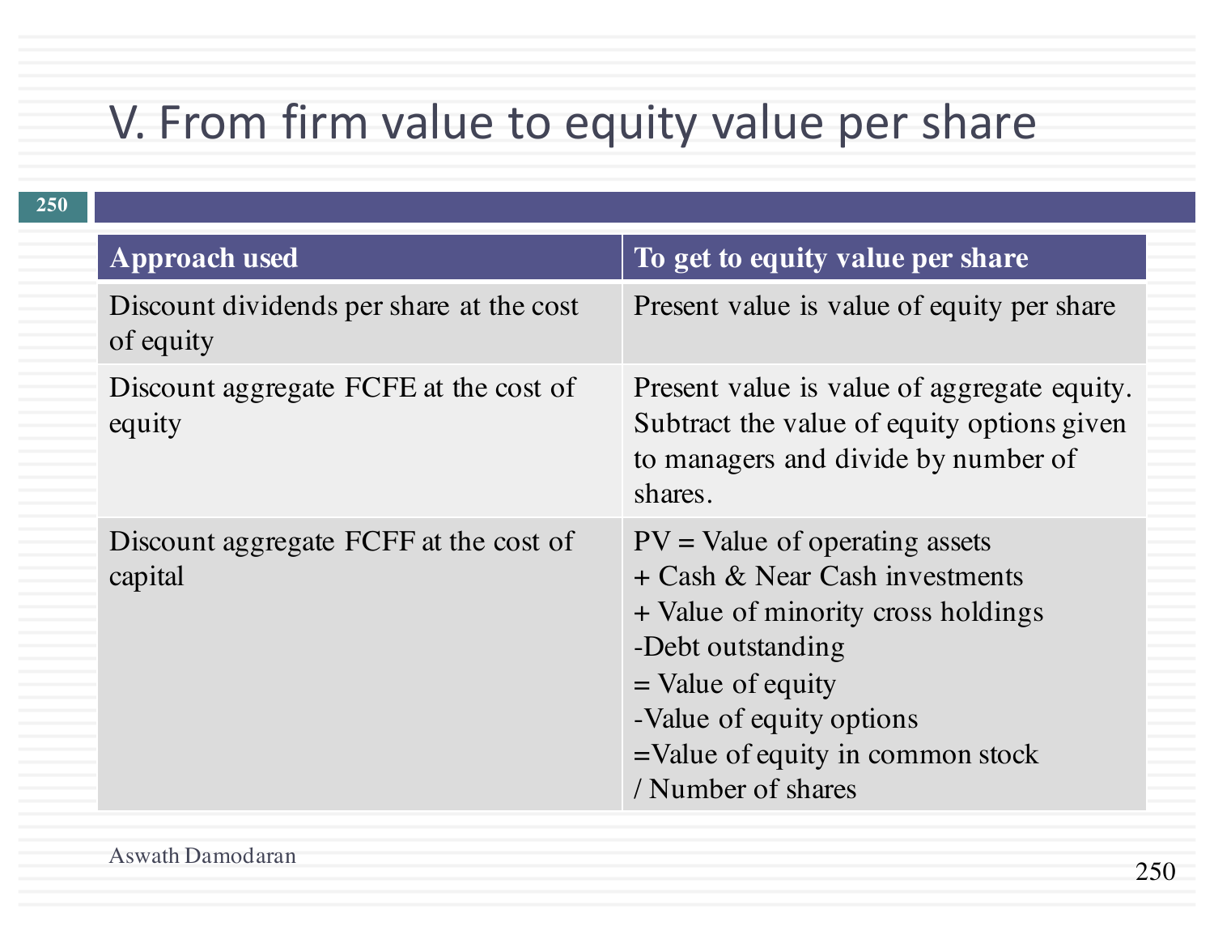# V. From firm value to equity value per share

| Approach used | To get to equity value per share |
|---|---|
| Discount dividends per share at the cost of equity | Present value is value of equity per share |
| Discount aggregate FCFE at the cost of equity | Present value is value of aggregate equity. Subtract the value of equity options given to managers and divide by number of shares. |
| Discount aggregate FCFF at the cost of capital | PV = Value of operating assets<br>+ Cash & Near Cash investments<br>+ Value of minority cross holdings<br>-Debt outstanding<br>= Value of equity<br>-Value of equity options<br>=Value of equity in common stock<br>/ Number of shares |

Aswath Damodaran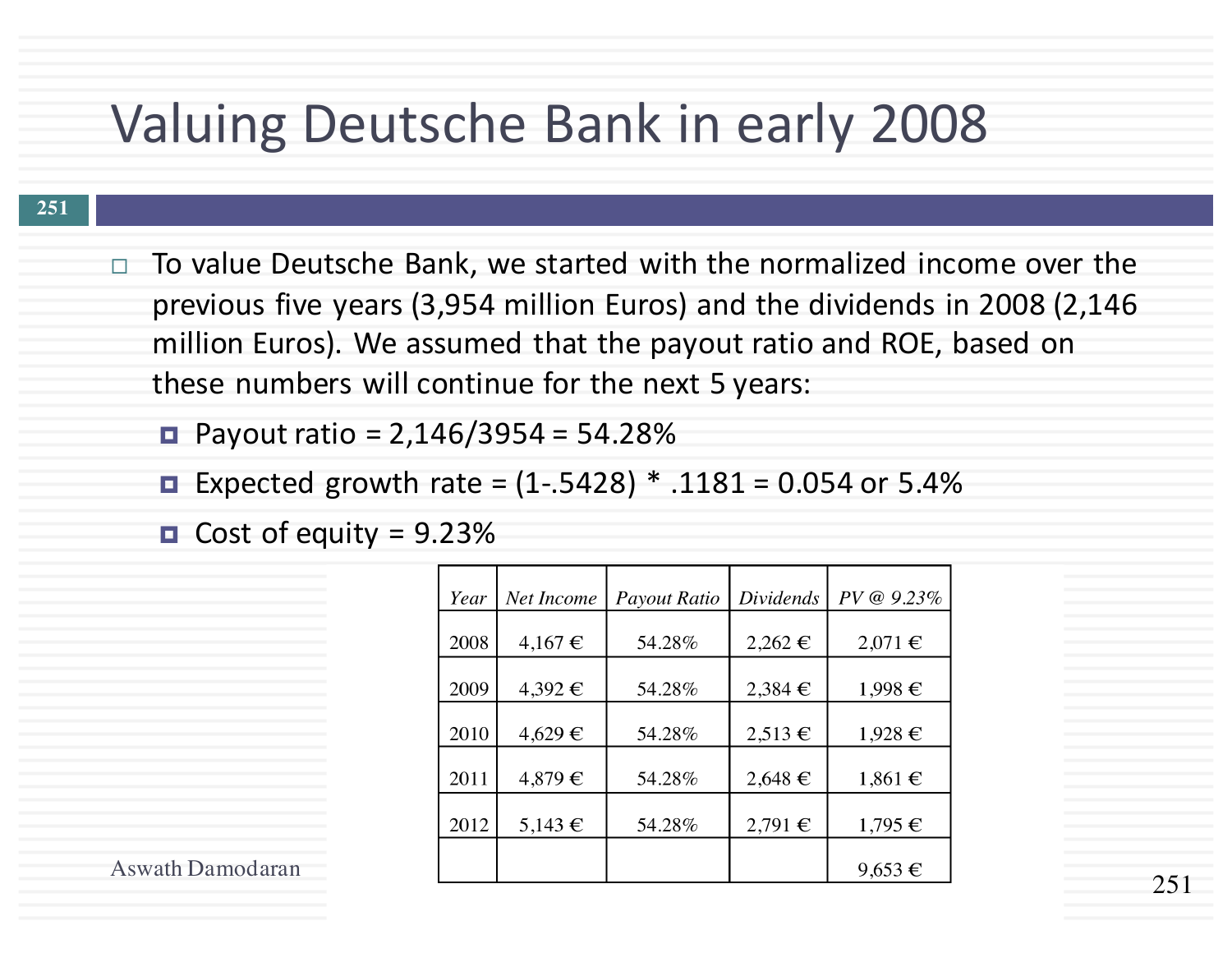# Valuing Deutsche Bank in early 2008

- To value Deutsche Bank, we started with the normalized income over the previous five years (3,954 million Euros) and the dividends in 2008 (2,146 million Euros). We assumed that the payout ratio and ROE, based on these numbers will continue for the next 5 years:
  - Payout ratio = 2,146/3954 = 54.28%
  - Expected growth rate = (1-.5428) * .1181 = 0.054 or 5.4%
  - Cost of equity = 9.23%

| *Year* | *Net Income* | *Payout Ratio* | *Dividends* | *PV @ 9.23%* |
|---|---|---|---|---|
| 2008 | 4,167 € | 54.28% | 2,262 € | 2,071 € |
| 2009 | 4,392 € | 54.28% | 2,384 € | 1,998 € |
| 2010 | 4,629 € | 54.28% | 2,513 € | 1,928 € |
| 2011 | 4,879 € | 54.28% | 2,648 € | 1,861 € |
| 2012 | 5,143 € | 54.28% | 2,791 € | 1,795 € |
| | | | | 9,653 € |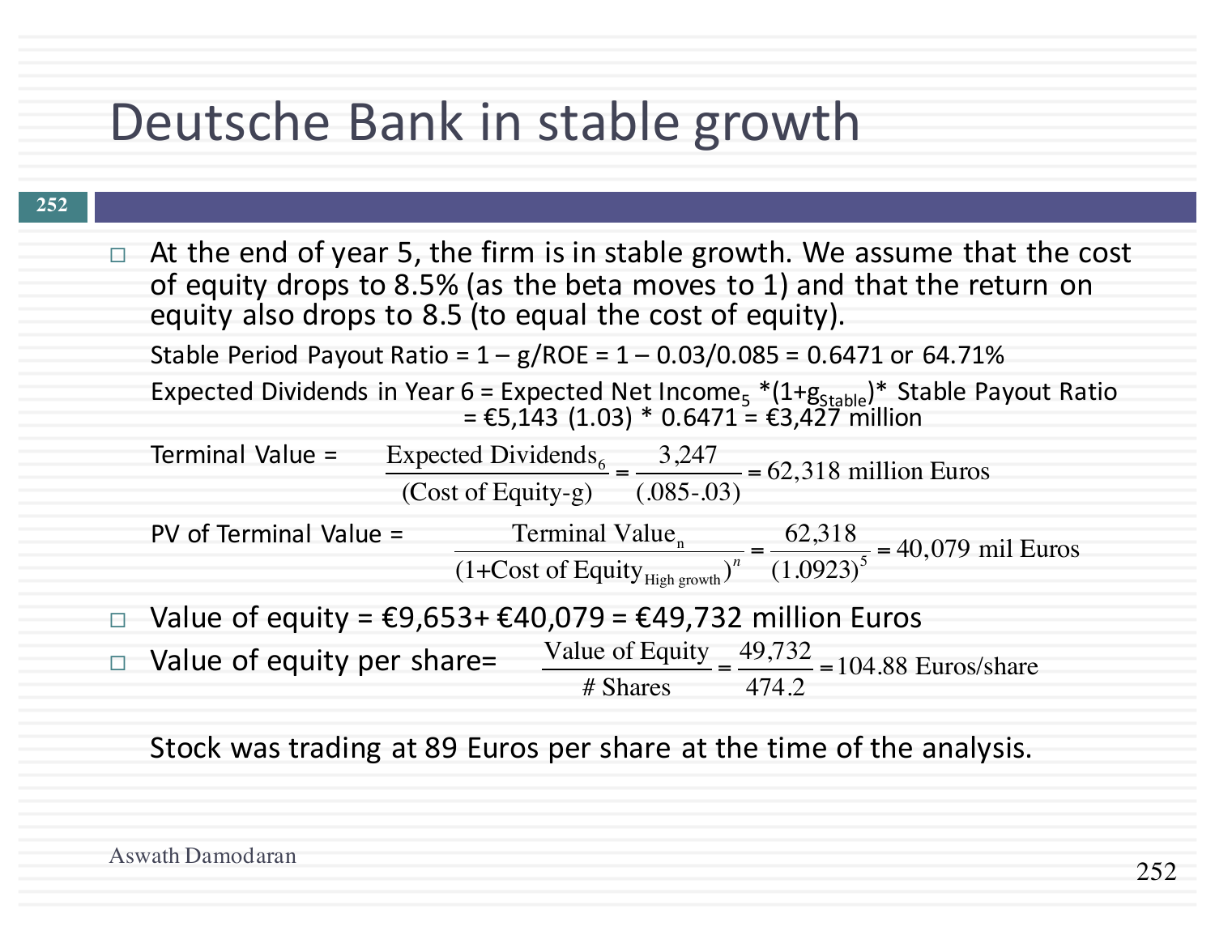# Deutsche Bank in stable growth

- At the end of year 5, the firm is in stable growth. We assume that the cost of equity drops to 8.5% (as the beta moves to 1) and that the return on equity also drops to 8.5 (to equal the cost of equity).

  Stable Period Payout Ratio = 1 – g/ROE = 1 – 0.03/0.085 = 0.6471 or 64.71%

  Expected Dividends in Year 6 = Expected Net Income$_5$ *(1+g$_{Stable}$)* Stable Payout Ratio = €5,143 (1.03) * 0.6471 = €3,427 million

  Terminal Value = $$\frac{\text{Expected Dividends}_6}{\text{(Cost of Equity-g)}} = \frac{3{,}247}{(.085\text{-}.03)} = 62{,}318 \text{ million Euros}$$

  PV of Terminal Value = $$\frac{\text{Terminal Value}_n}{(1\text{+Cost of Equity}_{\text{High growth}})^n} = \frac{62{,}318}{(1.0923)^5} = 40{,}079 \text{ mil Euros}$$

- Value of equity = €9,653+ €40,079 = €49,732 million Euros
- Value of equity per share= $$\frac{\text{Value of Equity}}{\text{\# Shares}} = \frac{49{,}732}{474.2} = 104.88 \text{ Euros/share}$$

Stock was trading at 89 Euros per share at the time of the analysis.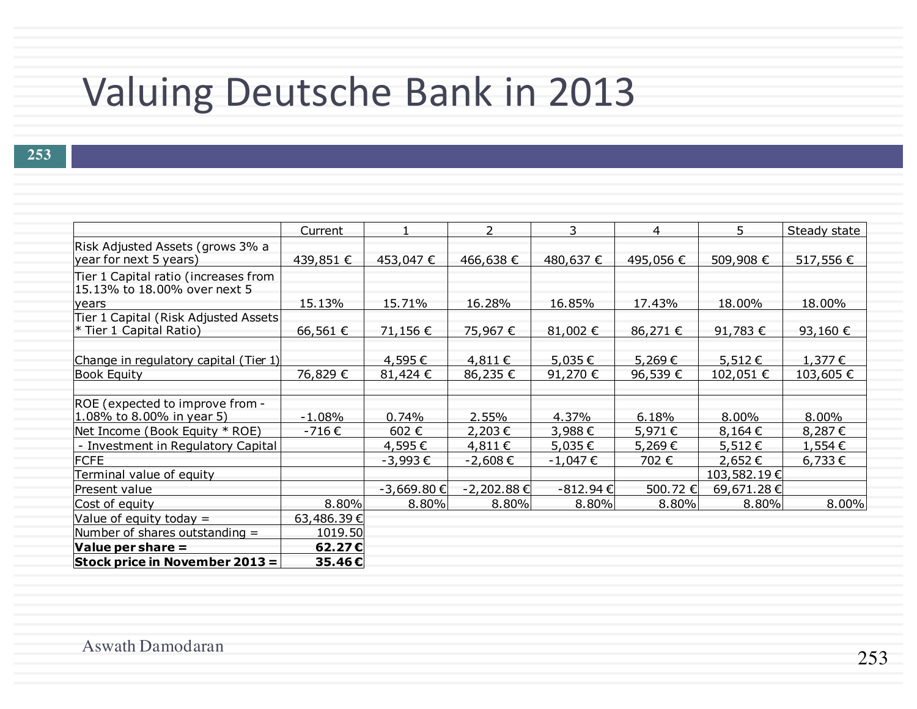# Valuing Deutsche Bank in 2013

| | Current | 1 | 2 | 3 | 4 | 5 | Steady state |
|---|---|---|---|---|---|---|---|
| Risk Adjusted Assets (grows 3% a year for next 5 years) | 439,851 € | 453,047 € | 466,638 € | 480,637 € | 495,056 € | 509,908 € | 517,556 € |
| Tier 1 Capital ratio (increases from 15.13% to 18.00% over next 5 years | 15.13% | 15.71% | 16.28% | 16.85% | 17.43% | 18.00% | 18.00% |
| Tier 1 Capital (Risk Adjusted Assets * Tier 1 Capital Ratio) | 66,561 € | 71,156 € | 75,967 € | 81,002 € | 86,271 € | 91,783 € | 93,160 € |
| Change in regulatory capital (Tier 1) | | 4,595 € | 4,811 € | 5,035 € | 5,269 € | 5,512 € | 1,377 € |
| Book Equity | 76,829 € | 81,424 € | 86,235 € | 91,270 € | 96,539 € | 102,051 € | 103,605 € |
| | | | | | | | |
| ROE (expected to improve from -1.08% to 8.00% in year 5) | -1.08% | 0.74% | 2.55% | 4.37% | 6.18% | 8.00% | 8.00% |
| Net Income (Book Equity * ROE) | -716 € | 602 € | 2,203 € | 3,988 € | 5,971 € | 8,164 € | 8,287 € |
| - Investment in Regulatory Capital | | 4,595 € | 4,811 € | 5,035 € | 5,269 € | 5,512 € | 1,554 € |
| FCFE | | -3,993 € | -2,608 € | -1,047 € | 702 € | 2,652 € | 6,733 € |
| Terminal value of equity | | | | | | 103,582.19 € | |
| Present value | | -3,669.80 € | -2,202.88 € | -812.94 € | 500.72 € | 69,671.28 € | |
| Cost of equity | 8.80% | 8.80% | 8.80% | 8.80% | 8.80% | 8.80% | 8.00% |
| Value of equity today = | 63,486.39 € | | | | | | |
| Number of shares outstanding = | 1019.50 | | | | | | |
| **Value per share =** | **62.27 €** | | | | | | |
| **Stock price in November 2013 =** | **35.46 €** | | | | | | |

Aswath Damodaran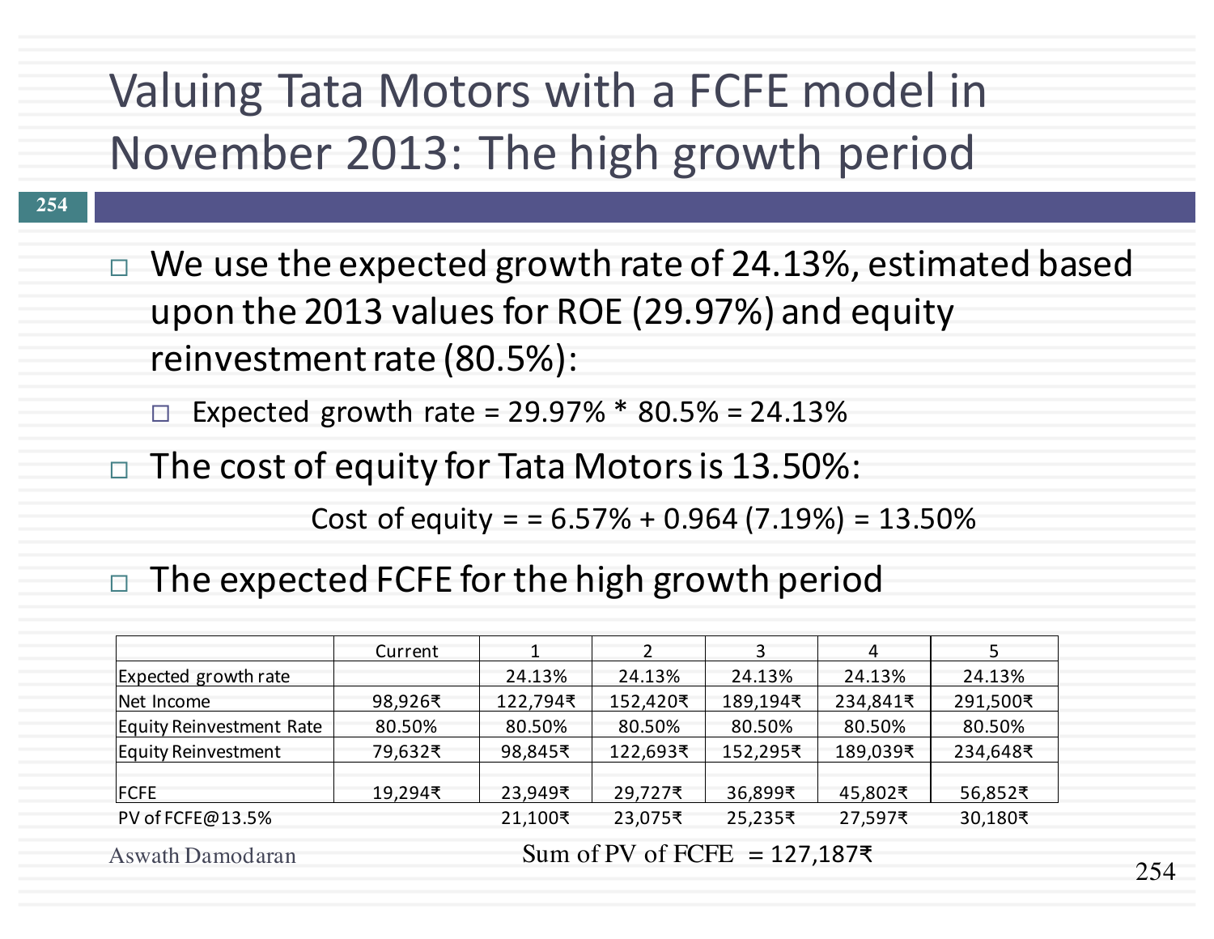# Valuing Tata Motors with a FCFE model in November 2013: The high growth period

- We use the expected growth rate of 24.13%, estimated based upon the 2013 values for ROE (29.97%) and equity reinvestment rate (80.5%):
  - Expected growth rate = 29.97% * 80.5% = 24.13%
- The cost of equity for Tata Motors is 13.50%:

  Cost of equity = = 6.57% + 0.964 (7.19%) = 13.50%

- The expected FCFE for the high growth period

| | Current | 1 | 2 | 3 | 4 | 5 |
|---|---|---|---|---|---|---|
| Expected growth rate | | 24.13% | 24.13% | 24.13% | 24.13% | 24.13% |
| Net Income | 98,926₹ | 122,794₹ | 152,420₹ | 189,194₹ | 234,841₹ | 291,500₹ |
| Equity Reinvestment Rate | 80.50% | 80.50% | 80.50% | 80.50% | 80.50% | 80.50% |
| Equity Reinvestment | 79,632₹ | 98,845₹ | 122,693₹ | 152,295₹ | 189,039₹ | 234,648₹ |
| FCFE | 19,294₹ | 23,949₹ | 29,727₹ | 36,899₹ | 45,802₹ | 56,852₹ |
| PV of FCFE@13.5% | | 21,100₹ | 23,075₹ | 25,235₹ | 27,597₹ | 30,180₹ |

Sum of PV of FCFE = 127,187₹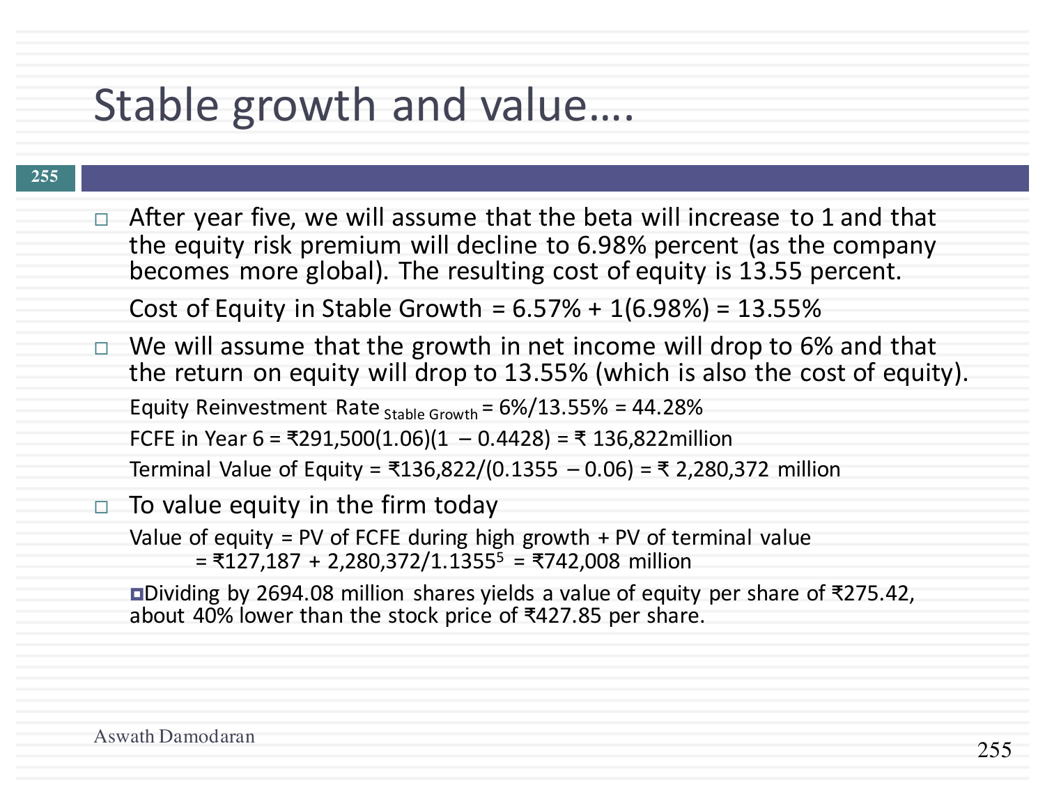# Stable growth and value….

- After year five, we will assume that the beta will increase to 1 and that the equity risk premium will decline to 6.98% percent (as the company becomes more global). The resulting cost of equity is 13.55 percent.

  Cost of Equity in Stable Growth = 6.57% + 1(6.98%) = 13.55%

- We will assume that the growth in net income will drop to 6% and that the return on equity will drop to 13.55% (which is also the cost of equity).

  Equity Reinvestment Rate $_{\text{Stable Growth}}$ = 6%/13.55% = 44.28%

  FCFE in Year 6 = ₹291,500(1.06)(1 – 0.4428) = ₹ 136,822million

  Terminal Value of Equity = ₹136,822/(0.1355 – 0.06) = ₹ 2,280,372 million

- To value equity in the firm today

  Value of equity = PV of FCFE during high growth + PV of terminal value
  = ₹127,187 + 2,280,372/$1.1355^5$ = ₹742,008 million

  - Dividing by 2694.08 million shares yields a value of equity per share of ₹275.42, about 40% lower than the stock price of ₹427.85 per share.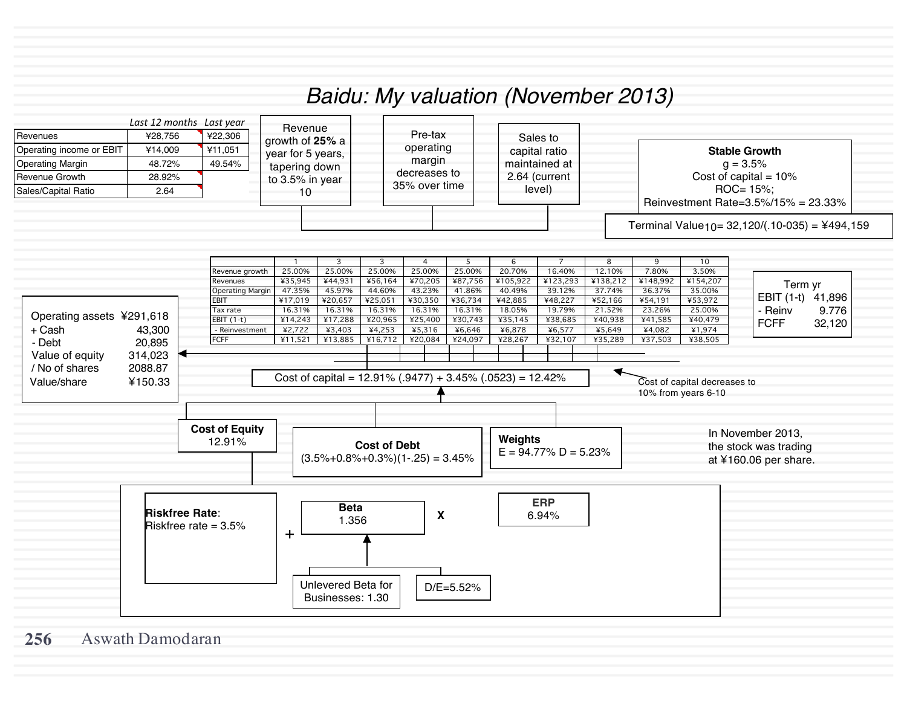# Baidu: My valuation (November 2013)

| | Last 12 months | Last year |
|---|---|---|
| Revenues | ¥28,756 | ¥22,306 |
| Operating income or EBIT | ¥14,009 | ¥11,051 |
| Operating Margin | 48.72% | 49.54% |
| Revenue Growth | 28.92% | |
| Sales/Capital Ratio | 2.64 | |

Revenue growth of **25%** a year for 5 years, tapering down to 3.5% in year 10

Pre-tax operating margin decreases to 35% over time

Sales to capital ratio maintained at 2.64 (current level)

**Stable Growth**
g = 3.5%
Cost of capital = 10%
ROC= 15%;
Reinvestment Rate=3.5%/15% = 23.33%

Terminal Value$_{10}$= 32,120/(.10-035) = ¥494,159

| | 1 | 3 | 3 | 4 | 5 | 6 | 7 | 8 | 9 | 10 |
|---|---|---|---|---|---|---|---|---|---|---|
| Revenue growth | 25.00% | 25.00% | 25.00% | 25.00% | 25.00% | 20.70% | 16.40% | 12.10% | 7.80% | 3.50% |
| Revenues | ¥35,945 | ¥44,931 | ¥56,164 | ¥70,205 | ¥87,756 | ¥105,922 | ¥123,293 | ¥138,212 | ¥148,992 | ¥154,207 |
| Operating Margin | 47.35% | 45.97% | 44.60% | 43.23% | 41.86% | 40.49% | 39.12% | 37.74% | 36.37% | 35.00% |
| EBIT | ¥17,019 | ¥20,657 | ¥25,051 | ¥30,350 | ¥36,734 | ¥42,885 | ¥48,227 | ¥52,166 | ¥54,191 | ¥53,972 |
| Tax rate | 16.31% | 16.31% | 16.31% | 16.31% | 16.31% | 18.05% | 19.79% | 21.52% | 23.26% | 25.00% |
| EBIT (1-t) | ¥14,243 | ¥17,288 | ¥20,965 | ¥25,400 | ¥30,743 | ¥35,145 | ¥38,685 | ¥40,938 | ¥41,585 | ¥40,479 |
| - Reinvestment | ¥2,722 | ¥3,403 | ¥4,253 | ¥5,316 | ¥6,646 | ¥6,878 | ¥6,577 | ¥5,649 | ¥4,082 | ¥1,974 |
| FCFF | ¥11,521 | ¥13,885 | ¥16,712 | ¥20,084 | ¥24,097 | ¥28,267 | ¥32,107 | ¥35,289 | ¥37,503 | ¥38,505 |

| Term yr | |
|---|---|
| EBIT (1-t) | 41,896 |
| - Reinv | 9.776 |
| FCFF | 32,120 |

| | |
|---|---|
| Operating assets | ¥291,618 |
| + Cash | 43,300 |
| - Debt | 20,895 |
| Value of equity | 314,023 |
| / No of shares | 2088.87 |
| Value/share | ¥150.33 |

Cost of capital = 12.91% (.9477) + 3.45% (.0523) = 12.42%

Cost of capital decreases to 10% from years 6-10

**Cost of Equity**
12.91%

**Cost of Debt**
(3.5%+0.8%+0.3%)(1-.25) = 3.45%

**Weights**
E = 94.77% D = 5.23%

In November 2013, the stock was trading at ¥160.06 per share.

**Riskfree Rate**:
Riskfree rate = 3.5%

+

**Beta**
1.356

x

**ERP**
6.94%

Unlevered Beta for Businesses: 1.30

D/E=5.52%